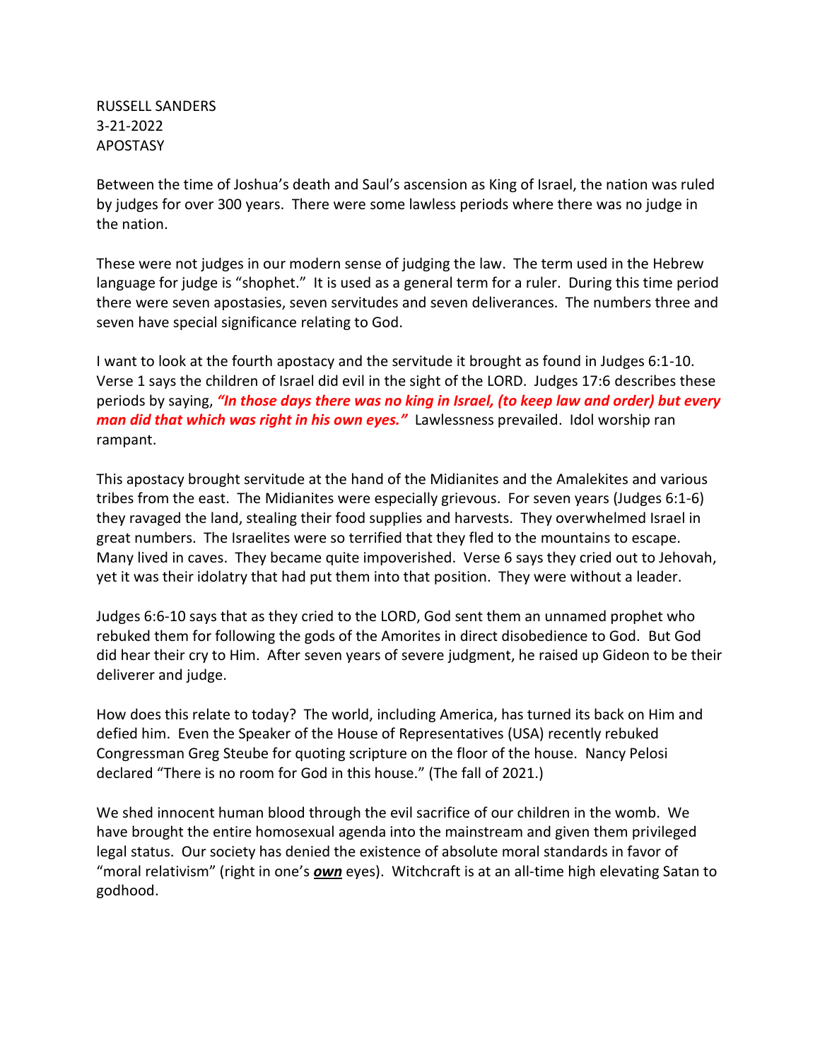RUSSELL SANDERS
3-21-2022
APOSTASY

Between the time of Joshua's death and Saul's ascension as King of Israel, the nation was ruled by judges for over 300 years. There were some lawless periods where there was no judge in the nation.

These were not judges in our modern sense of judging the law. The term used in the Hebrew language for judge is "shophet." It is used as a general term for a ruler. During this time period there were seven apostasies, seven servitudes and seven deliverances. The numbers three and seven have special significance relating to God.

I want to look at the fourth apostacy and the servitude it brought as found in Judges 6:1-10. Verse 1 says the children of Israel did evil in the sight of the LORD. Judges 17:6 describes these periods by saying, ***"In those days there was no king in Israel, (to keep law and order) but every man did that which was right in his own eyes."*** Lawlessness prevailed. Idol worship ran rampant.

This apostacy brought servitude at the hand of the Midianites and the Amalekites and various tribes from the east. The Midianites were especially grievous. For seven years (Judges 6:1-6) they ravaged the land, stealing their food supplies and harvests. They overwhelmed Israel in great numbers. The Israelites were so terrified that they fled to the mountains to escape. Many lived in caves. They became quite impoverished. Verse 6 says they cried out to Jehovah, yet it was their idolatry that had put them into that position. They were without a leader.

Judges 6:6-10 says that as they cried to the LORD, God sent them an unnamed prophet who rebuked them for following the gods of the Amorites in direct disobedience to God. But God did hear their cry to Him. After seven years of severe judgment, he raised up Gideon to be their deliverer and judge.

How does this relate to today? The world, including America, has turned its back on Him and defied him. Even the Speaker of the House of Representatives (USA) recently rebuked Congressman Greg Steube for quoting scripture on the floor of the house. Nancy Pelosi declared "There is no room for God in this house." (The fall of 2021.)

We shed innocent human blood through the evil sacrifice of our children in the womb. We have brought the entire homosexual agenda into the mainstream and given them privileged legal status. Our society has denied the existence of absolute moral standards in favor of "moral relativism" (right in one's ***own*** eyes). Witchcraft is at an all-time high elevating Satan to godhood.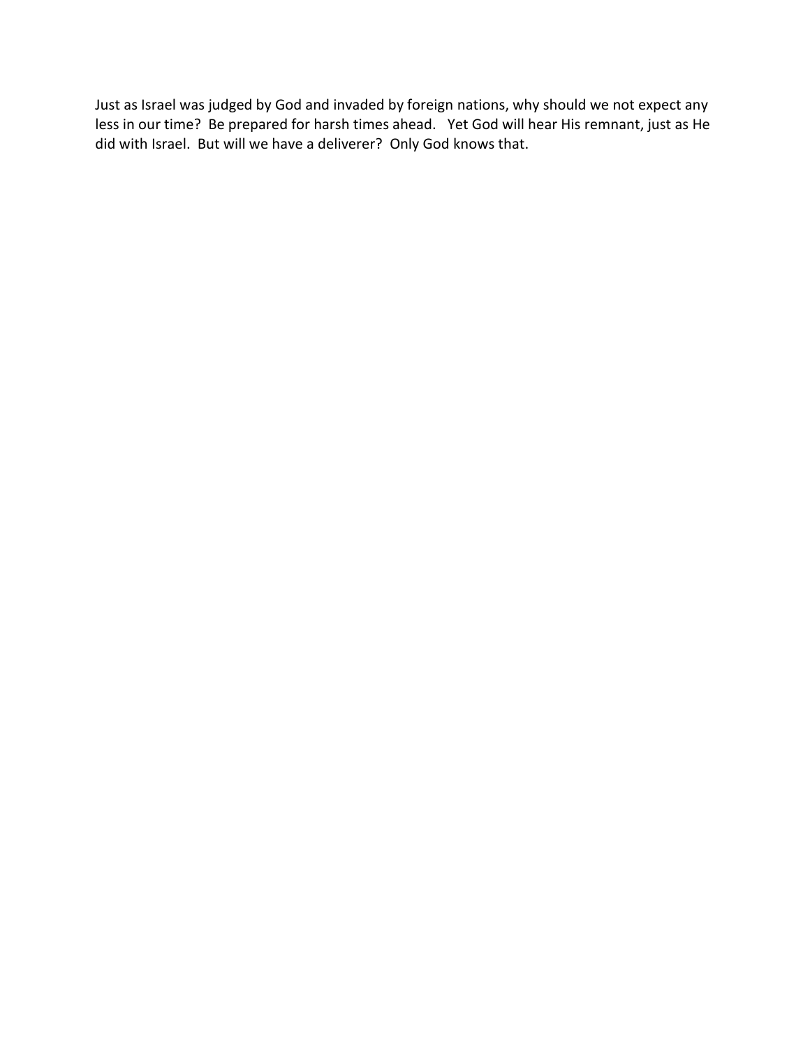Just as Israel was judged by God and invaded by foreign nations, why should we not expect any less in our time? Be prepared for harsh times ahead. Yet God will hear His remnant, just as He did with Israel. But will we have a deliverer? Only God knows that.